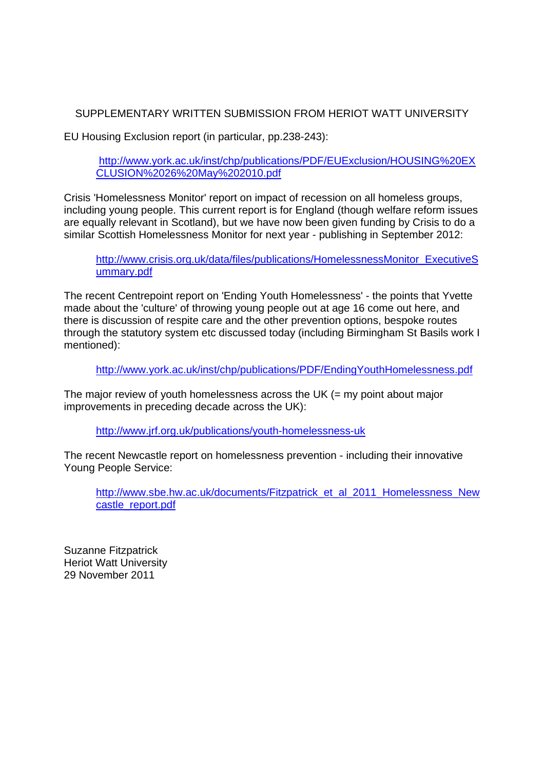# SUPPLEMENTARY WRITTEN SUBMISSION FROM HERIOT WATT UNIVERSITY

EU Housing Exclusion report (in particular, pp.238-243):

> http://www.york.ac.uk/inst/chp/publications/PDF/EUExclusion/HOUSING%20EXCLUSION%2026%20May%202010.pdf

Crisis 'Homelessness Monitor' report on impact of recession on all homeless groups, including young people. This current report is for England (though welfare reform issues are equally relevant in Scotland), but we have now been given funding by Crisis to do a similar Scottish Homelessness Monitor for next year - publishing in September 2012:

> http://www.crisis.org.uk/data/files/publications/HomelessnessMonitor_ExecutiveSummary.pdf

The recent Centrepoint report on 'Ending Youth Homelessness' - the points that Yvette made about the 'culture' of throwing young people out at age 16 come out here, and there is discussion of respite care and the other prevention options, bespoke routes through the statutory system etc discussed today (including Birmingham St Basils work I mentioned):

> http://www.york.ac.uk/inst/chp/publications/PDF/EndingYouthHomelessness.pdf

The major review of youth homelessness across the UK (= my point about major improvements in preceding decade across the UK):

> http://www.jrf.org.uk/publications/youth-homelessness-uk

The recent Newcastle report on homelessness prevention - including their innovative Young People Service:

> http://www.sbe.hw.ac.uk/documents/Fitzpatrick_et_al_2011_Homelessness_Newcastle_report.pdf

Suzanne Fitzpatrick
Heriot Watt University
29 November 2011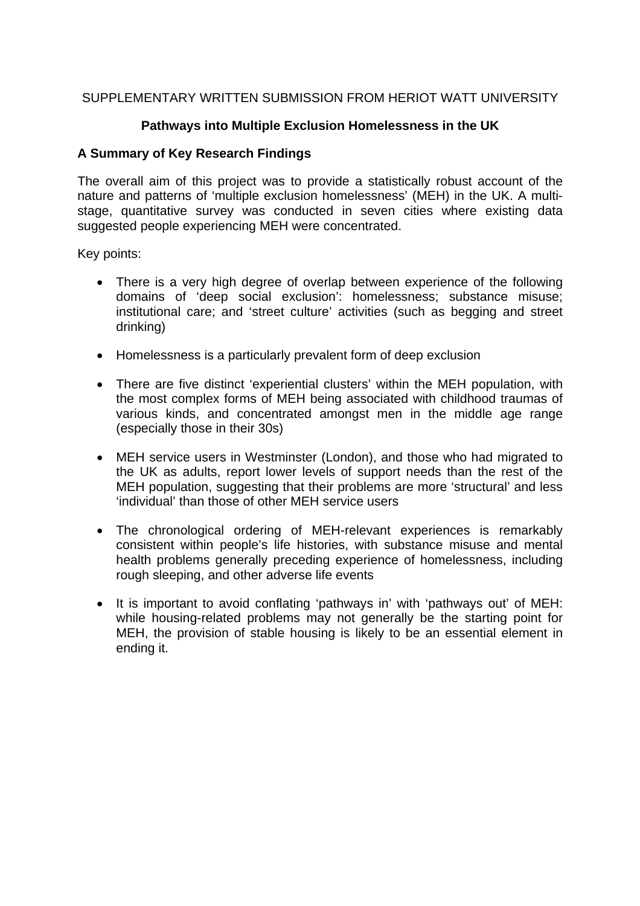SUPPLEMENTARY WRITTEN SUBMISSION FROM HERIOT WATT UNIVERSITY

**Pathways into Multiple Exclusion Homelessness in the UK**

**A Summary of Key Research Findings**

The overall aim of this project was to provide a statistically robust account of the nature and patterns of 'multiple exclusion homelessness' (MEH) in the UK. A multi-stage, quantitative survey was conducted in seven cities where existing data suggested people experiencing MEH were concentrated.

Key points:

- There is a very high degree of overlap between experience of the following domains of 'deep social exclusion': homelessness; substance misuse; institutional care; and 'street culture' activities (such as begging and street drinking)
- Homelessness is a particularly prevalent form of deep exclusion
- There are five distinct 'experiential clusters' within the MEH population, with the most complex forms of MEH being associated with childhood traumas of various kinds, and concentrated amongst men in the middle age range (especially those in their 30s)
- MEH service users in Westminster (London), and those who had migrated to the UK as adults, report lower levels of support needs than the rest of the MEH population, suggesting that their problems are more 'structural' and less 'individual' than those of other MEH service users
- The chronological ordering of MEH-relevant experiences is remarkably consistent within people's life histories, with substance misuse and mental health problems generally preceding experience of homelessness, including rough sleeping, and other adverse life events
- It is important to avoid conflating 'pathways in' with 'pathways out' of MEH: while housing-related problems may not generally be the starting point for MEH, the provision of stable housing is likely to be an essential element in ending it.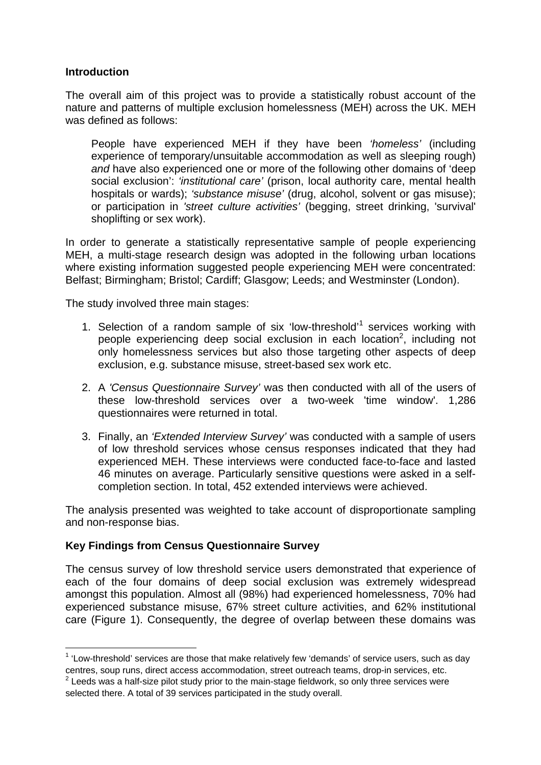**Introduction**

The overall aim of this project was to provide a statistically robust account of the nature and patterns of multiple exclusion homelessness (MEH) across the UK. MEH was defined as follows:

> People have experienced MEH if they have been *'homeless'* (including experience of temporary/unsuitable accommodation as well as sleeping rough) *and* have also experienced one or more of the following other domains of 'deep social exclusion': *'institutional care'* (prison, local authority care, mental health hospitals or wards); *'substance misuse'* (drug, alcohol, solvent or gas misuse); or participation in *'street culture activities'* (begging, street drinking, 'survival' shoplifting or sex work).

In order to generate a statistically representative sample of people experiencing MEH, a multi-stage research design was adopted in the following urban locations where existing information suggested people experiencing MEH were concentrated: Belfast; Birmingham; Bristol; Cardiff; Glasgow; Leeds; and Westminster (London).

The study involved three main stages:

1. Selection of a random sample of six 'low-threshold'[1] services working with people experiencing deep social exclusion in each location[2], including not only homelessness services but also those targeting other aspects of deep exclusion, e.g. substance misuse, street-based sex work etc.
2. A *'Census Questionnaire Survey'* was then conducted with all of the users of these low-threshold services over a two-week 'time window'. 1,286 questionnaires were returned in total.
3. Finally, an *'Extended Interview Survey'* was conducted with a sample of users of low threshold services whose census responses indicated that they had experienced MEH. These interviews were conducted face-to-face and lasted 46 minutes on average. Particularly sensitive questions were asked in a self-completion section. In total, 452 extended interviews were achieved.

The analysis presented was weighted to take account of disproportionate sampling and non-response bias.

**Key Findings from Census Questionnaire Survey**

The census survey of low threshold service users demonstrated that experience of each of the four domains of deep social exclusion was extremely widespread amongst this population. Almost all (98%) had experienced homelessness, 70% had experienced substance misuse, 67% street culture activities, and 62% institutional care (Figure 1). Consequently, the degree of overlap between these domains was

[1] 'Low-threshold' services are those that make relatively few 'demands' of service users, such as day centres, soup runs, direct access accommodation, street outreach teams, drop-in services, etc.

[2] Leeds was a half-size pilot study prior to the main-stage fieldwork, so only three services were selected there. A total of 39 services participated in the study overall.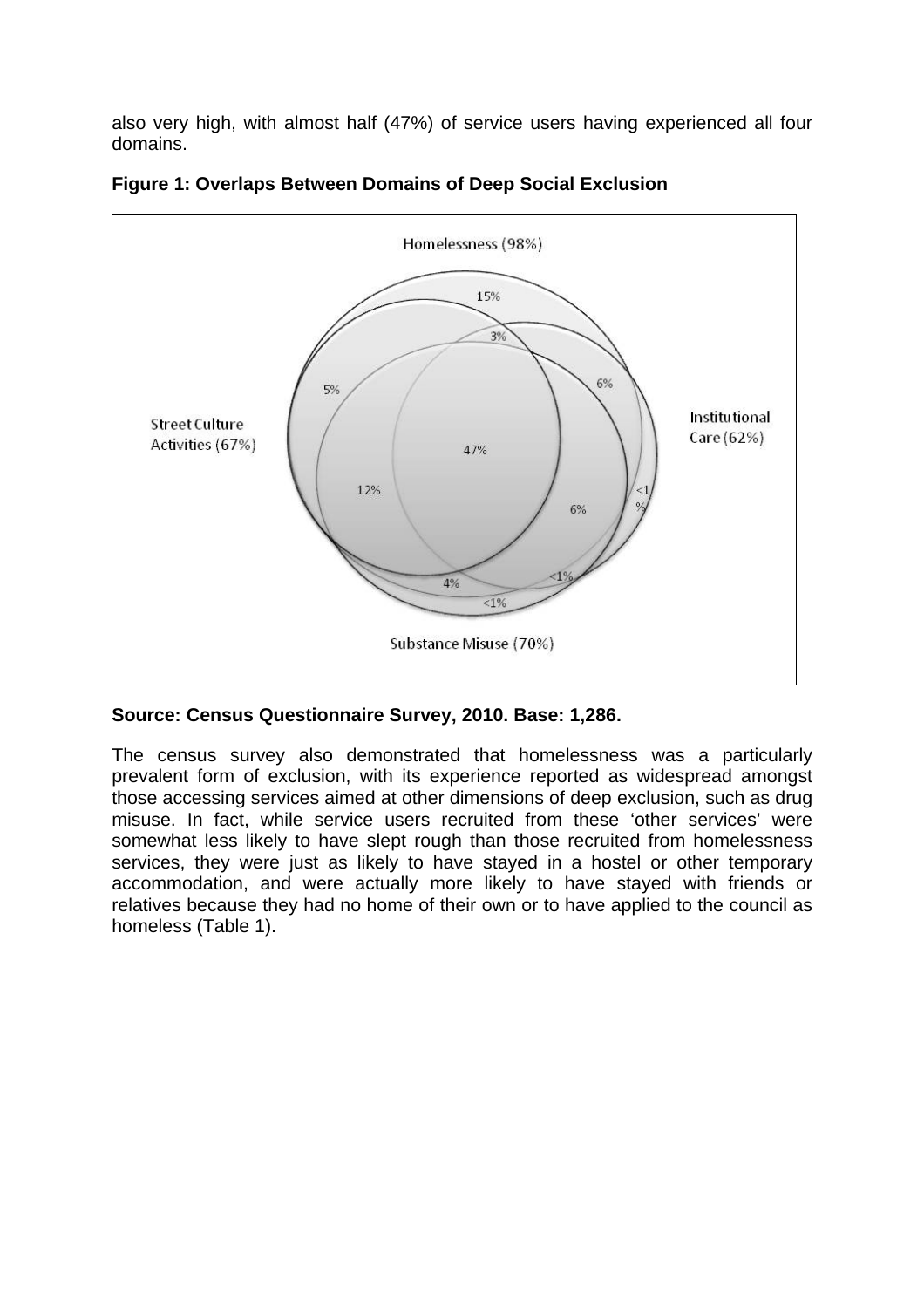also very high, with almost half (47%) of service users having experienced all four domains.

**Figure 1: Overlaps Between Domains of Deep Social Exclusion**

Homelessness (98%)

Street Culture Activities (67%)

Institutional Care (62%)

Substance Misuse (70%)

15%, 3%, 6%, 5%, 47%, 12%, 6%, <1%, 4%, <1%, <1%

**Source: Census Questionnaire Survey, 2010. Base: 1,286.**

The census survey also demonstrated that homelessness was a particularly prevalent form of exclusion, with its experience reported as widespread amongst those accessing services aimed at other dimensions of deep exclusion, such as drug misuse. In fact, while service users recruited from these 'other services' were somewhat less likely to have slept rough than those recruited from homelessness services, they were just as likely to have stayed in a hostel or other temporary accommodation, and were actually more likely to have stayed with friends or relatives because they had no home of their own or to have applied to the council as homeless (Table 1).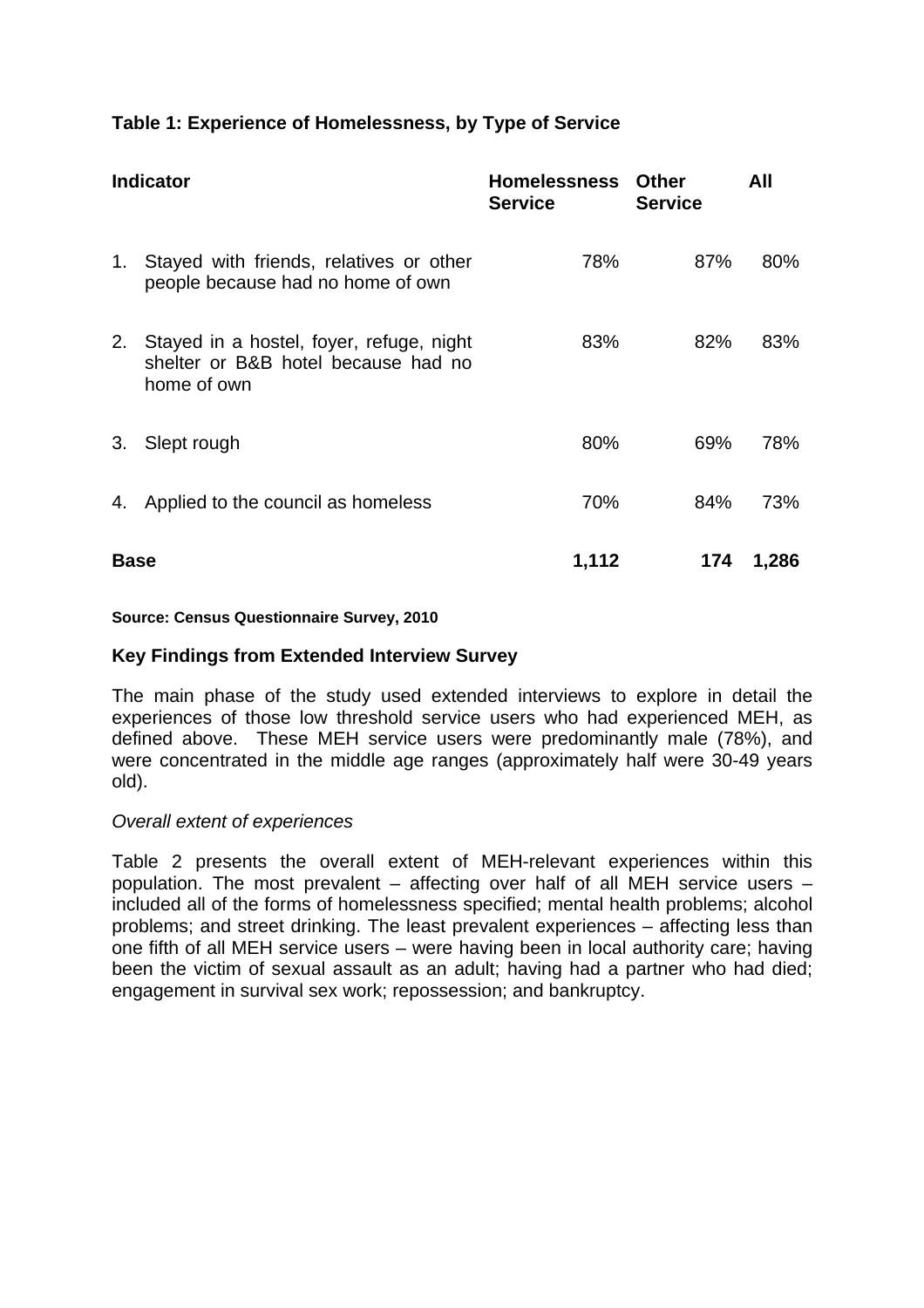**Table 1: Experience of Homelessness, by Type of Service**

| Indicator | Homelessness Service | Other Service | All |
|---|---|---|---|
| 1. Stayed with friends, relatives or other people because had no home of own | 78% | 87% | 80% |
| 2. Stayed in a hostel, foyer, refuge, night shelter or B&B hotel because had no home of own | 83% | 82% | 83% |
| 3. Slept rough | 80% | 69% | 78% |
| 4. Applied to the council as homeless | 70% | 84% | 73% |
| **Base** | **1,112** | **174** | **1,286** |

**Source: Census Questionnaire Survey, 2010**

### Key Findings from Extended Interview Survey

The main phase of the study used extended interviews to explore in detail the experiences of those low threshold service users who had experienced MEH, as defined above. These MEH service users were predominantly male (78%), and were concentrated in the middle age ranges (approximately half were 30-49 years old).

*Overall extent of experiences*

Table 2 presents the overall extent of MEH-relevant experiences within this population. The most prevalent – affecting over half of all MEH service users – included all of the forms of homelessness specified; mental health problems; alcohol problems; and street drinking. The least prevalent experiences – affecting less than one fifth of all MEH service users – were having been in local authority care; having been the victim of sexual assault as an adult; having had a partner who had died; engagement in survival sex work; repossession; and bankruptcy.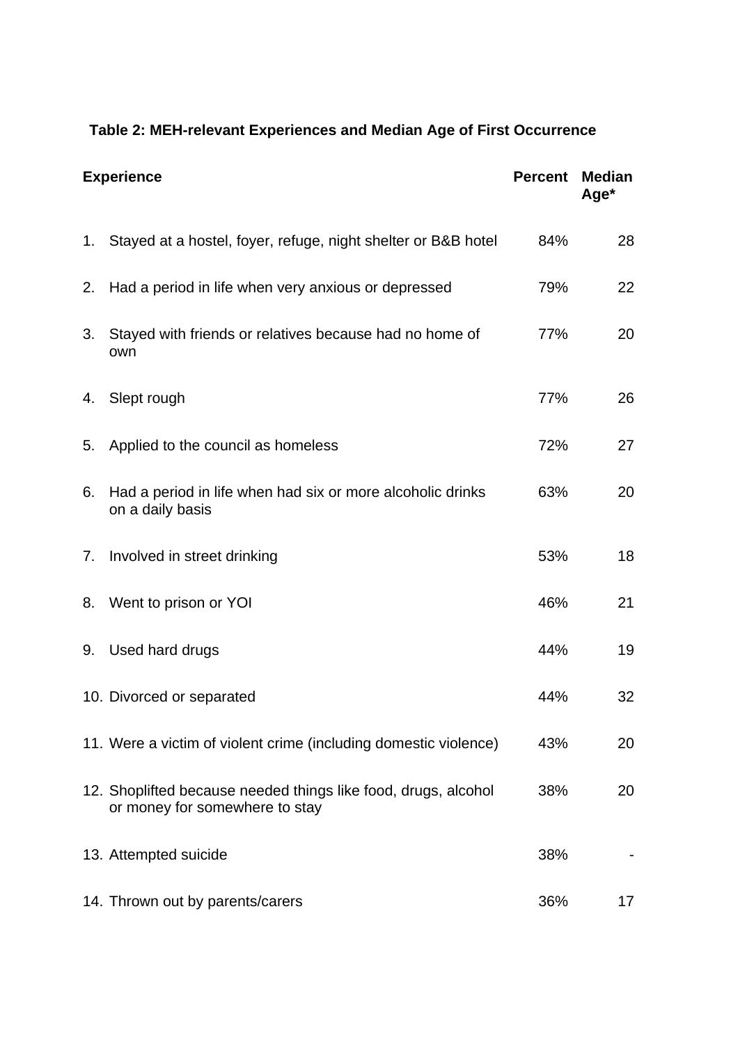**Table 2: MEH-relevant Experiences and Median Age of First Occurrence**

| Experience | Percent | Median Age* |
|---|---|---|
| 1. Stayed at a hostel, foyer, refuge, night shelter or B&B hotel | 84% | 28 |
| 2. Had a period in life when very anxious or depressed | 79% | 22 |
| 3. Stayed with friends or relatives because had no home of own | 77% | 20 |
| 4. Slept rough | 77% | 26 |
| 5. Applied to the council as homeless | 72% | 27 |
| 6. Had a period in life when had six or more alcoholic drinks on a daily basis | 63% | 20 |
| 7. Involved in street drinking | 53% | 18 |
| 8. Went to prison or YOI | 46% | 21 |
| 9. Used hard drugs | 44% | 19 |
| 10. Divorced or separated | 44% | 32 |
| 11. Were a victim of violent crime (including domestic violence) | 43% | 20 |
| 12. Shoplifted because needed things like food, drugs, alcohol or money for somewhere to stay | 38% | 20 |
| 13. Attempted suicide | 38% | - |
| 14. Thrown out by parents/carers | 36% | 17 |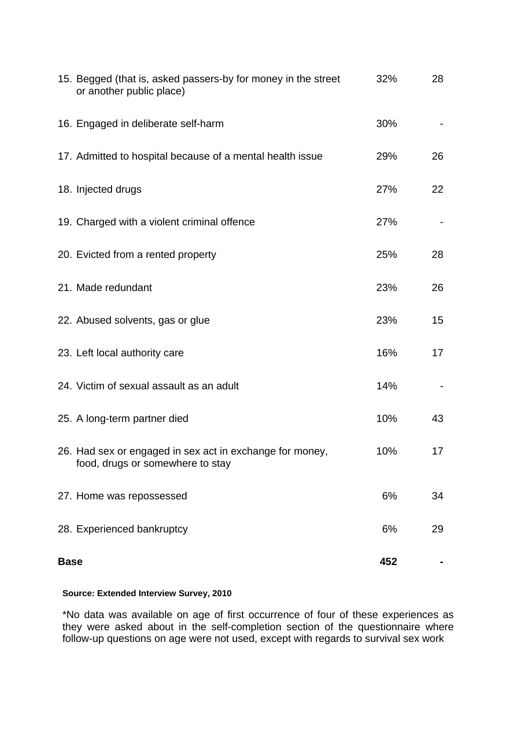| | | |
|---|---|---|
| 15. Begged (that is, asked passers-by for money in the street or another public place) | 32% | 28 |
| 16. Engaged in deliberate self-harm | 30% | - |
| 17. Admitted to hospital because of a mental health issue | 29% | 26 |
| 18. Injected drugs | 27% | 22 |
| 19. Charged with a violent criminal offence | 27% | - |
| 20. Evicted from a rented property | 25% | 28 |
| 21. Made redundant | 23% | 26 |
| 22. Abused solvents, gas or glue | 23% | 15 |
| 23. Left local authority care | 16% | 17 |
| 24. Victim of sexual assault as an adult | 14% | - |
| 25. A long-term partner died | 10% | 43 |
| 26. Had sex or engaged in sex act in exchange for money, food, drugs or somewhere to stay | 10% | 17 |
| 27. Home was repossessed | 6% | 34 |
| 28. Experienced bankruptcy | 6% | 29 |
| **Base** | **452** | **-** |

**Source: Extended Interview Survey, 2010**

*No data was available on age of first occurrence of four of these experiences as they were asked about in the self-completion section of the questionnaire where follow-up questions on age were not used, except with regards to survival sex work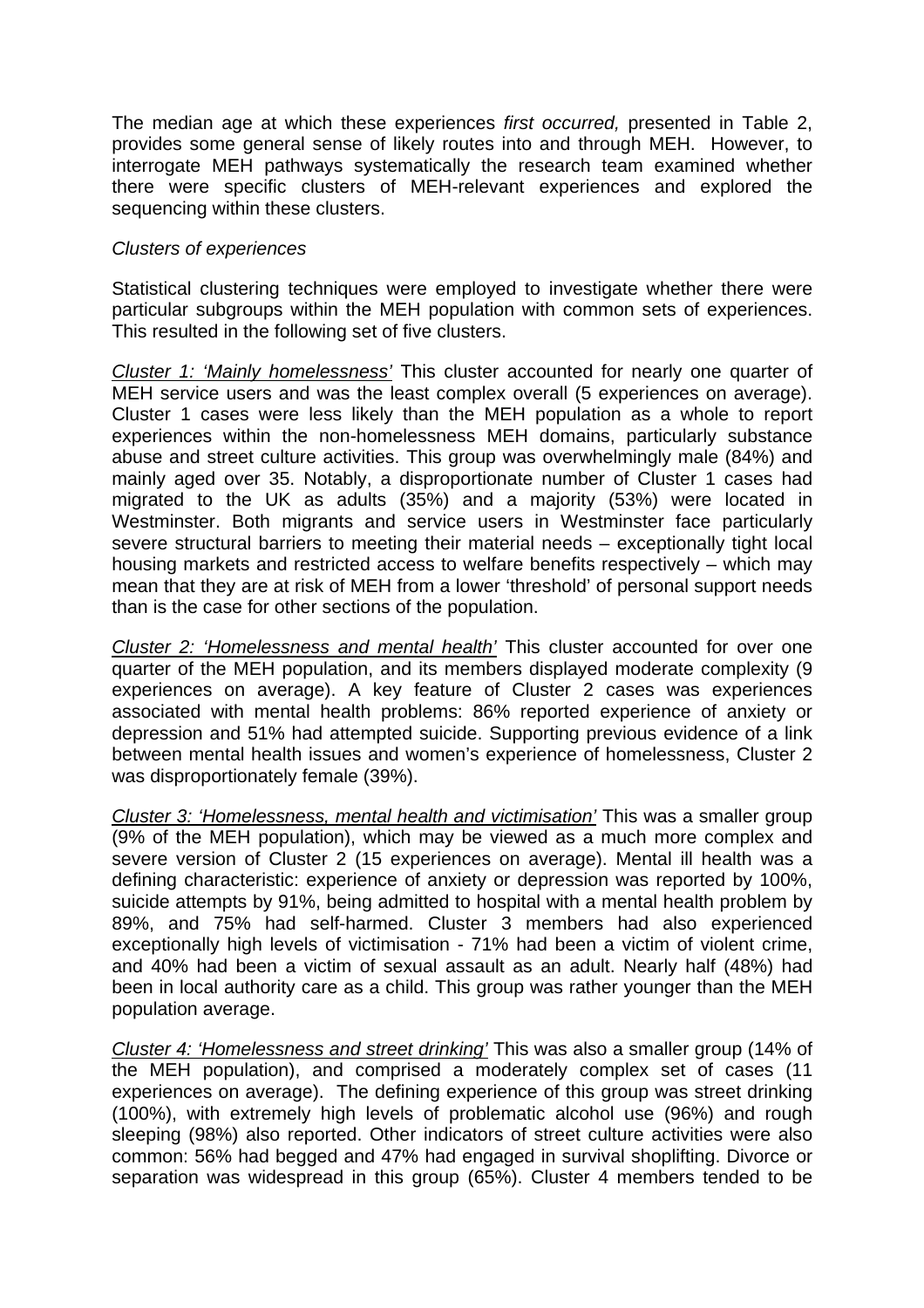The median age at which these experiences *first occurred,* presented in Table 2, provides some general sense of likely routes into and through MEH. However, to interrogate MEH pathways systematically the research team examined whether there were specific clusters of MEH-relevant experiences and explored the sequencing within these clusters.

*Clusters of experiences*

Statistical clustering techniques were employed to investigate whether there were particular subgroups within the MEH population with common sets of experiences. This resulted in the following set of five clusters.

*Cluster 1: 'Mainly homelessness'* This cluster accounted for nearly one quarter of MEH service users and was the least complex overall (5 experiences on average). Cluster 1 cases were less likely than the MEH population as a whole to report experiences within the non-homelessness MEH domains, particularly substance abuse and street culture activities. This group was overwhelmingly male (84%) and mainly aged over 35. Notably, a disproportionate number of Cluster 1 cases had migrated to the UK as adults (35%) and a majority (53%) were located in Westminster. Both migrants and service users in Westminster face particularly severe structural barriers to meeting their material needs – exceptionally tight local housing markets and restricted access to welfare benefits respectively – which may mean that they are at risk of MEH from a lower 'threshold' of personal support needs than is the case for other sections of the population.

*Cluster 2: 'Homelessness and mental health'* This cluster accounted for over one quarter of the MEH population, and its members displayed moderate complexity (9 experiences on average). A key feature of Cluster 2 cases was experiences associated with mental health problems: 86% reported experience of anxiety or depression and 51% had attempted suicide. Supporting previous evidence of a link between mental health issues and women's experience of homelessness, Cluster 2 was disproportionately female (39%).

*Cluster 3: 'Homelessness, mental health and victimisation'* This was a smaller group (9% of the MEH population), which may be viewed as a much more complex and severe version of Cluster 2 (15 experiences on average). Mental ill health was a defining characteristic: experience of anxiety or depression was reported by 100%, suicide attempts by 91%, being admitted to hospital with a mental health problem by 89%, and 75% had self-harmed. Cluster 3 members had also experienced exceptionally high levels of victimisation - 71% had been a victim of violent crime, and 40% had been a victim of sexual assault as an adult. Nearly half (48%) had been in local authority care as a child. This group was rather younger than the MEH population average.

*Cluster 4: 'Homelessness and street drinking'* This was also a smaller group (14% of the MEH population), and comprised a moderately complex set of cases (11 experiences on average). The defining experience of this group was street drinking (100%), with extremely high levels of problematic alcohol use (96%) and rough sleeping (98%) also reported. Other indicators of street culture activities were also common: 56% had begged and 47% had engaged in survival shoplifting. Divorce or separation was widespread in this group (65%). Cluster 4 members tended to be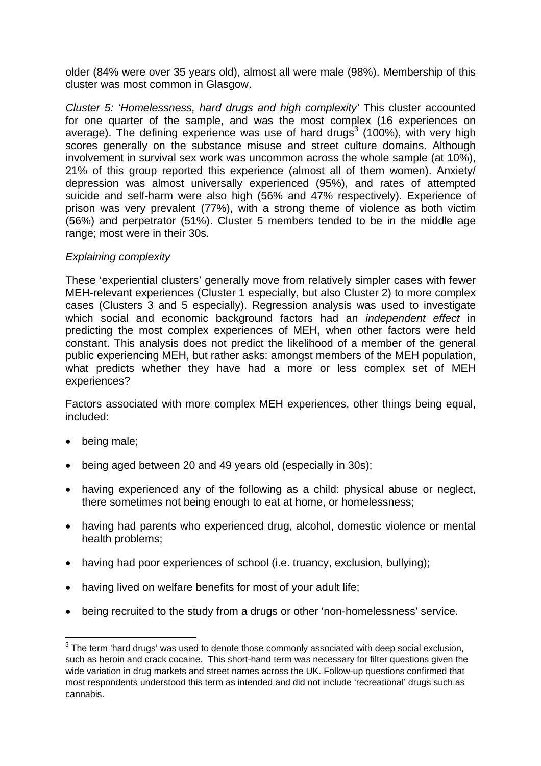older (84% were over 35 years old), almost all were male (98%). Membership of this cluster was most common in Glasgow.

<u>*Cluster 5: 'Homelessness, hard drugs and high complexity'*</u> This cluster accounted for one quarter of the sample, and was the most complex (16 experiences on average). The defining experience was use of hard drugs[3] (100%), with very high scores generally on the substance misuse and street culture domains. Although involvement in survival sex work was uncommon across the whole sample (at 10%), 21% of this group reported this experience (almost all of them women). Anxiety/ depression was almost universally experienced (95%), and rates of attempted suicide and self-harm were also high (56% and 47% respectively). Experience of prison was very prevalent (77%), with a strong theme of violence as both victim (56%) and perpetrator (51%). Cluster 5 members tended to be in the middle age range; most were in their 30s.

*Explaining complexity*

These 'experiential clusters' generally move from relatively simpler cases with fewer MEH-relevant experiences (Cluster 1 especially, but also Cluster 2) to more complex cases (Clusters 3 and 5 especially). Regression analysis was used to investigate which social and economic background factors had an *independent effect* in predicting the most complex experiences of MEH, when other factors were held constant. This analysis does not predict the likelihood of a member of the general public experiencing MEH, but rather asks: amongst members of the MEH population, what predicts whether they have had a more or less complex set of MEH experiences?

Factors associated with more complex MEH experiences, other things being equal, included:

- being male;
- being aged between 20 and 49 years old (especially in 30s);
- having experienced any of the following as a child: physical abuse or neglect, there sometimes not being enough to eat at home, or homelessness;
- having had parents who experienced drug, alcohol, domestic violence or mental health problems;
- having had poor experiences of school (i.e. truancy, exclusion, bullying);
- having lived on welfare benefits for most of your adult life;
- being recruited to the study from a drugs or other 'non-homelessness' service.

[3] The term 'hard drugs' was used to denote those commonly associated with deep social exclusion, such as heroin and crack cocaine. This short-hand term was necessary for filter questions given the wide variation in drug markets and street names across the UK. Follow-up questions confirmed that most respondents understood this term as intended and did not include 'recreational' drugs such as cannabis.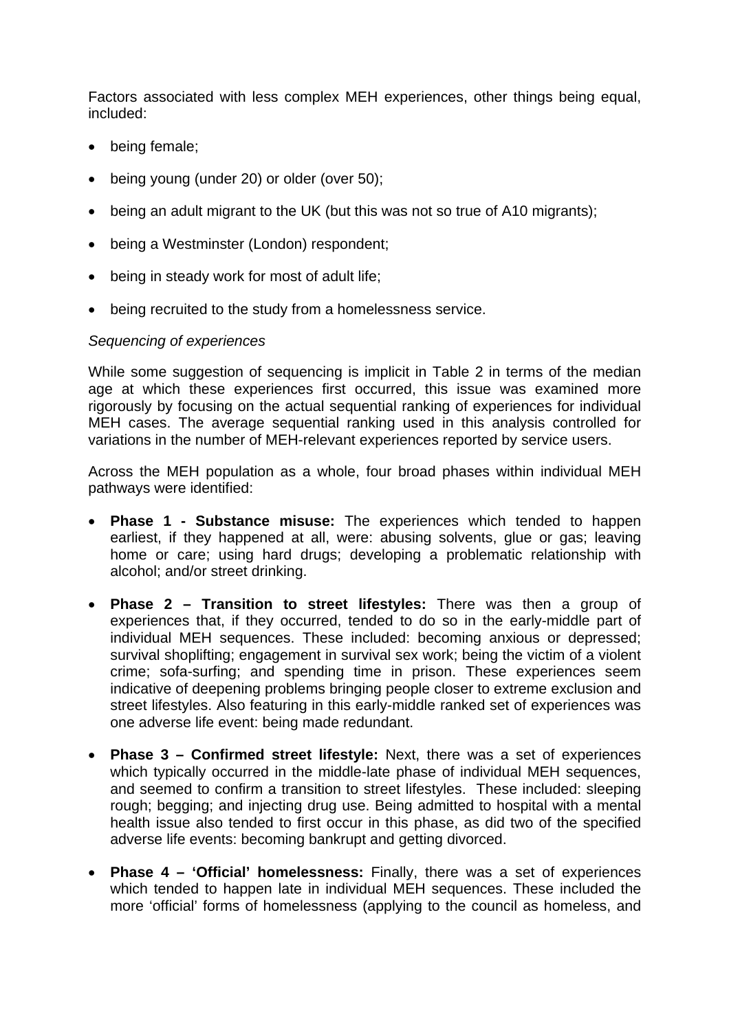Factors associated with less complex MEH experiences, other things being equal, included:

- being female;
- being young (under 20) or older (over 50);
- being an adult migrant to the UK (but this was not so true of A10 migrants);
- being a Westminster (London) respondent;
- being in steady work for most of adult life;
- being recruited to the study from a homelessness service.

*Sequencing of experiences*

While some suggestion of sequencing is implicit in Table 2 in terms of the median age at which these experiences first occurred, this issue was examined more rigorously by focusing on the actual sequential ranking of experiences for individual MEH cases. The average sequential ranking used in this analysis controlled for variations in the number of MEH-relevant experiences reported by service users.

Across the MEH population as a whole, four broad phases within individual MEH pathways were identified:

- **Phase 1 - Substance misuse:** The experiences which tended to happen earliest, if they happened at all, were: abusing solvents, glue or gas; leaving home or care; using hard drugs; developing a problematic relationship with alcohol; and/or street drinking.
- **Phase 2 – Transition to street lifestyles:** There was then a group of experiences that, if they occurred, tended to do so in the early-middle part of individual MEH sequences. These included: becoming anxious or depressed; survival shoplifting; engagement in survival sex work; being the victim of a violent crime; sofa-surfing; and spending time in prison. These experiences seem indicative of deepening problems bringing people closer to extreme exclusion and street lifestyles. Also featuring in this early-middle ranked set of experiences was one adverse life event: being made redundant.
- **Phase 3 – Confirmed street lifestyle:** Next, there was a set of experiences which typically occurred in the middle-late phase of individual MEH sequences, and seemed to confirm a transition to street lifestyles. These included: sleeping rough; begging; and injecting drug use. Being admitted to hospital with a mental health issue also tended to first occur in this phase, as did two of the specified adverse life events: becoming bankrupt and getting divorced.
- **Phase 4 – 'Official' homelessness:** Finally, there was a set of experiences which tended to happen late in individual MEH sequences. These included the more 'official' forms of homelessness (applying to the council as homeless, and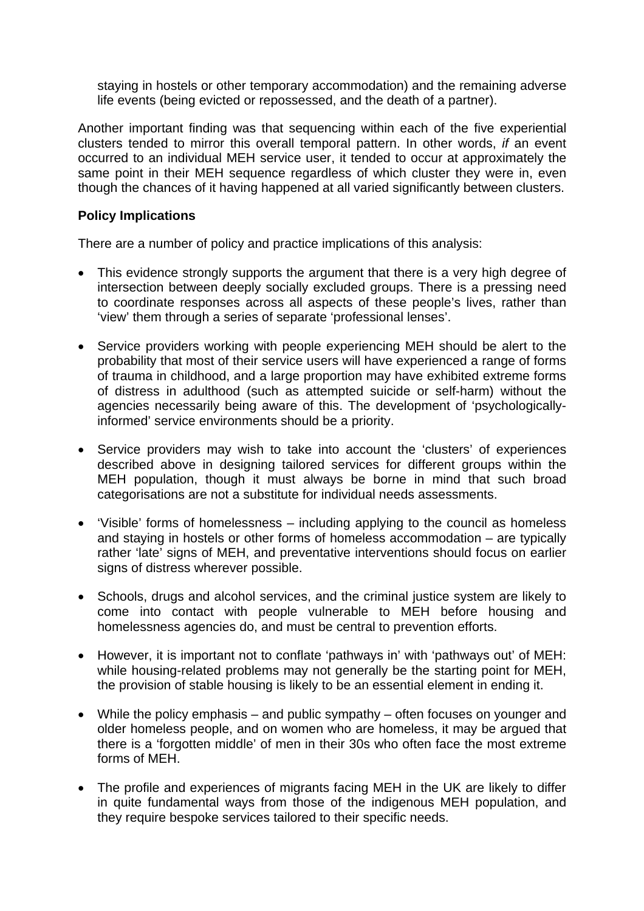staying in hostels or other temporary accommodation) and the remaining adverse life events (being evicted or repossessed, and the death of a partner).

Another important finding was that sequencing within each of the five experiential clusters tended to mirror this overall temporal pattern. In other words, *if* an event occurred to an individual MEH service user, it tended to occur at approximately the same point in their MEH sequence regardless of which cluster they were in, even though the chances of it having happened at all varied significantly between clusters.

**Policy Implications**

There are a number of policy and practice implications of this analysis:

- This evidence strongly supports the argument that there is a very high degree of intersection between deeply socially excluded groups. There is a pressing need to coordinate responses across all aspects of these people's lives, rather than 'view' them through a series of separate 'professional lenses'.

- Service providers working with people experiencing MEH should be alert to the probability that most of their service users will have experienced a range of forms of trauma in childhood, and a large proportion may have exhibited extreme forms of distress in adulthood (such as attempted suicide or self-harm) without the agencies necessarily being aware of this. The development of 'psychologically-informed' service environments should be a priority.

- Service providers may wish to take into account the 'clusters' of experiences described above in designing tailored services for different groups within the MEH population, though it must always be borne in mind that such broad categorisations are not a substitute for individual needs assessments.

- 'Visible' forms of homelessness – including applying to the council as homeless and staying in hostels or other forms of homeless accommodation – are typically rather 'late' signs of MEH, and preventative interventions should focus on earlier signs of distress wherever possible.

- Schools, drugs and alcohol services, and the criminal justice system are likely to come into contact with people vulnerable to MEH before housing and homelessness agencies do, and must be central to prevention efforts.

- However, it is important not to conflate 'pathways in' with 'pathways out' of MEH: while housing-related problems may not generally be the starting point for MEH, the provision of stable housing is likely to be an essential element in ending it.

- While the policy emphasis – and public sympathy – often focuses on younger and older homeless people, and on women who are homeless, it may be argued that there is a 'forgotten middle' of men in their 30s who often face the most extreme forms of MEH.

- The profile and experiences of migrants facing MEH in the UK are likely to differ in quite fundamental ways from those of the indigenous MEH population, and they require bespoke services tailored to their specific needs.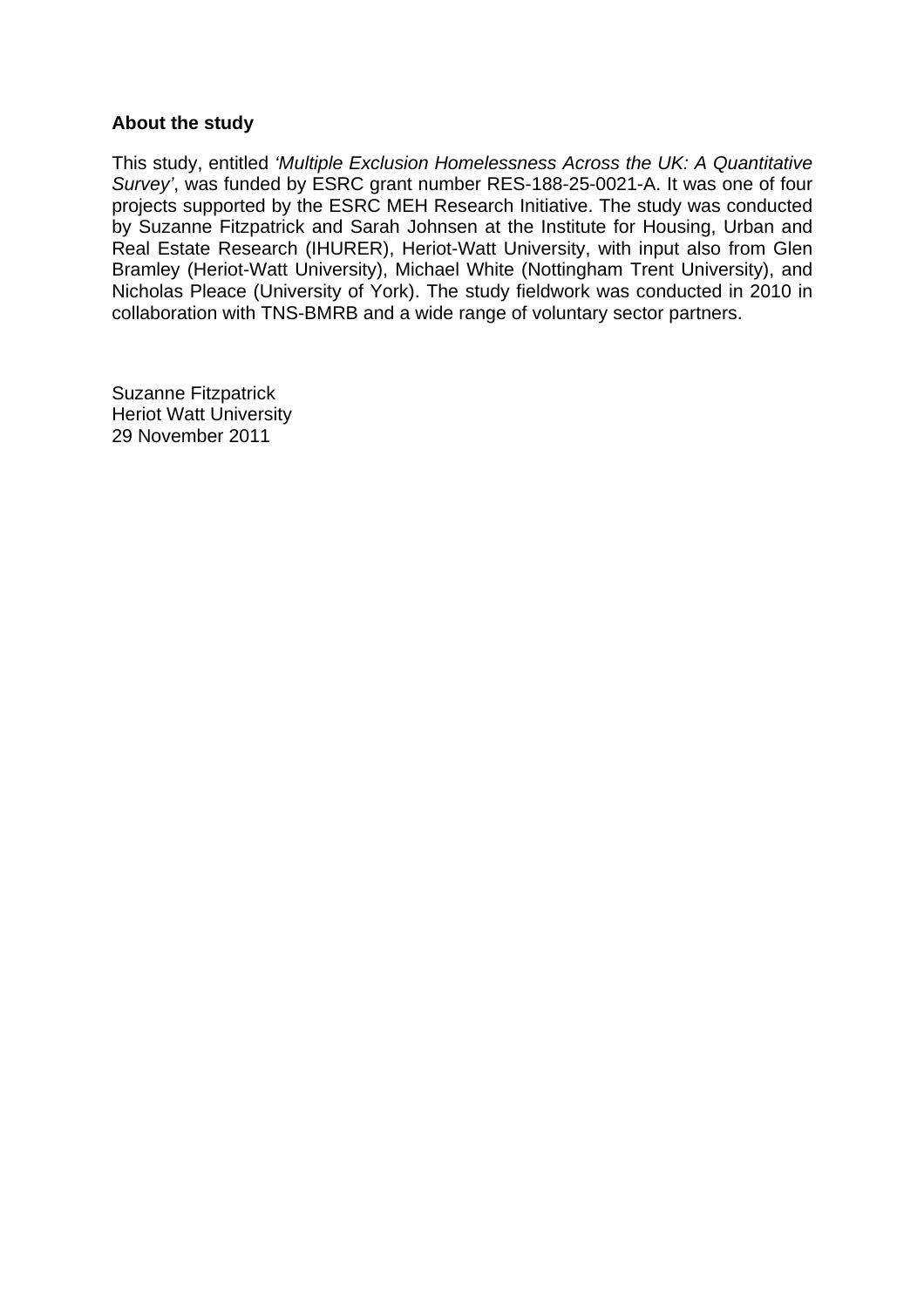**About the study**

This study, entitled *'Multiple Exclusion Homelessness Across the UK: A Quantitative Survey'*, was funded by ESRC grant number RES-188-25-0021-A. It was one of four projects supported by the ESRC MEH Research Initiative. The study was conducted by Suzanne Fitzpatrick and Sarah Johnsen at the Institute for Housing, Urban and Real Estate Research (IHURER), Heriot-Watt University, with input also from Glen Bramley (Heriot-Watt University), Michael White (Nottingham Trent University), and Nicholas Pleace (University of York). The study fieldwork was conducted in 2010 in collaboration with TNS-BMRB and a wide range of voluntary sector partners.

Suzanne Fitzpatrick  
Heriot Watt University  
29 November 2011